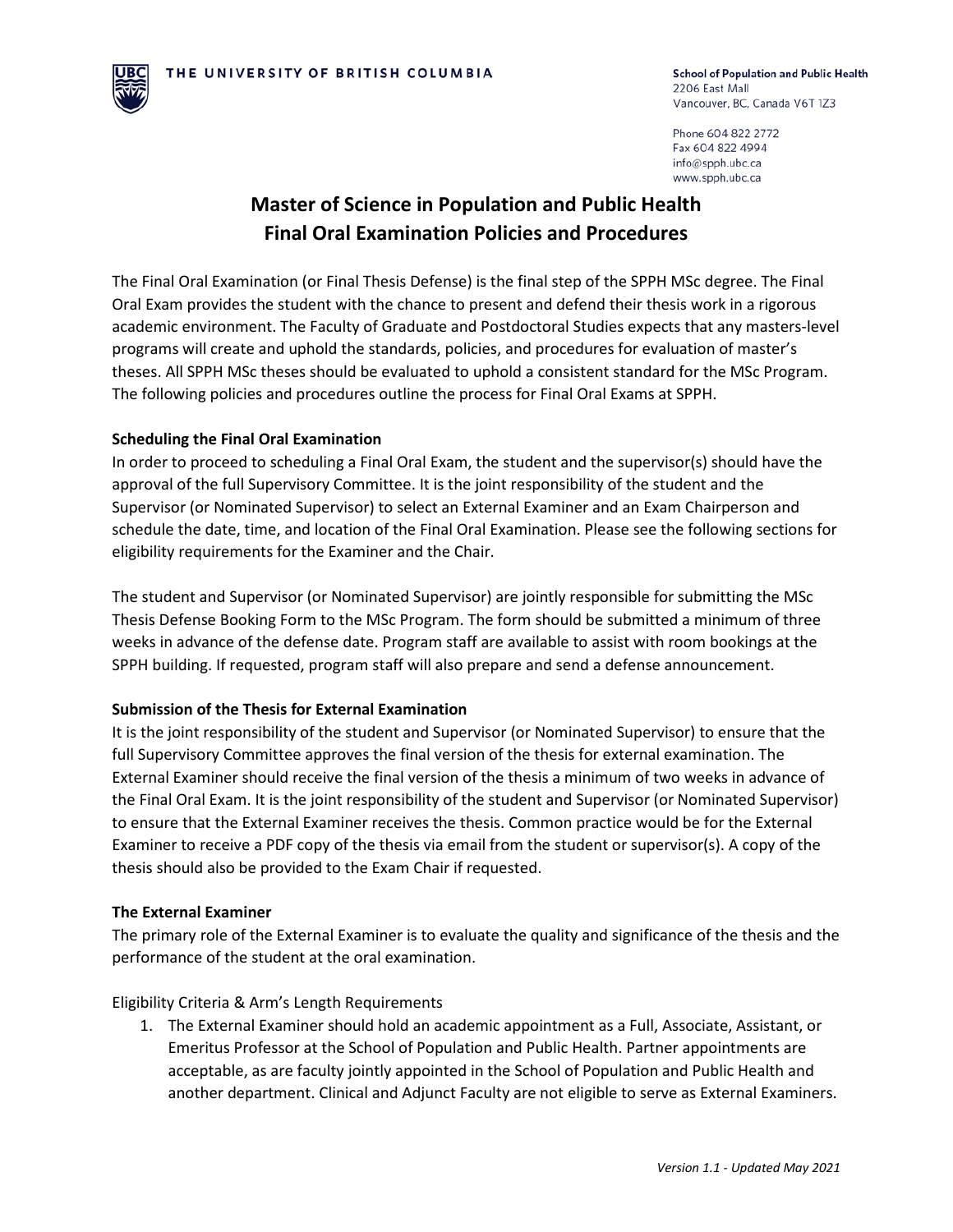THE UNIVERSITY OF BRITISH COLUMBIA

School of Population and Public Health
2206 East Mall
Vancouver, BC, Canada V6T 1Z3

Phone 604 822 2772
Fax 604 822 4994
info@spph.ubc.ca
www.spph.ubc.ca

# Master of Science in Population and Public Health Final Oral Examination Policies and Procedures

The Final Oral Examination (or Final Thesis Defense) is the final step of the SPPH MSc degree. The Final Oral Exam provides the student with the chance to present and defend their thesis work in a rigorous academic environment. The Faculty of Graduate and Postdoctoral Studies expects that any masters-level programs will create and uphold the standards, policies, and procedures for evaluation of master's theses. All SPPH MSc theses should be evaluated to uphold a consistent standard for the MSc Program. The following policies and procedures outline the process for Final Oral Exams at SPPH.

**Scheduling the Final Oral Examination**

In order to proceed to scheduling a Final Oral Exam, the student and the supervisor(s) should have the approval of the full Supervisory Committee. It is the joint responsibility of the student and the Supervisor (or Nominated Supervisor) to select an External Examiner and an Exam Chairperson and schedule the date, time, and location of the Final Oral Examination. Please see the following sections for eligibility requirements for the Examiner and the Chair.

The student and Supervisor (or Nominated Supervisor) are jointly responsible for submitting the MSc Thesis Defense Booking Form to the MSc Program. The form should be submitted a minimum of three weeks in advance of the defense date. Program staff are available to assist with room bookings at the SPPH building. If requested, program staff will also prepare and send a defense announcement.

**Submission of the Thesis for External Examination**

It is the joint responsibility of the student and Supervisor (or Nominated Supervisor) to ensure that the full Supervisory Committee approves the final version of the thesis for external examination. The External Examiner should receive the final version of the thesis a minimum of two weeks in advance of the Final Oral Exam. It is the joint responsibility of the student and Supervisor (or Nominated Supervisor) to ensure that the External Examiner receives the thesis. Common practice would be for the External Examiner to receive a PDF copy of the thesis via email from the student or supervisor(s). A copy of the thesis should also be provided to the Exam Chair if requested.

**The External Examiner**

The primary role of the External Examiner is to evaluate the quality and significance of the thesis and the performance of the student at the oral examination.

Eligibility Criteria & Arm's Length Requirements

1. The External Examiner should hold an academic appointment as a Full, Associate, Assistant, or Emeritus Professor at the School of Population and Public Health. Partner appointments are acceptable, as are faculty jointly appointed in the School of Population and Public Health and another department. Clinical and Adjunct Faculty are not eligible to serve as External Examiners.

*Version 1.1 - Updated May 2021*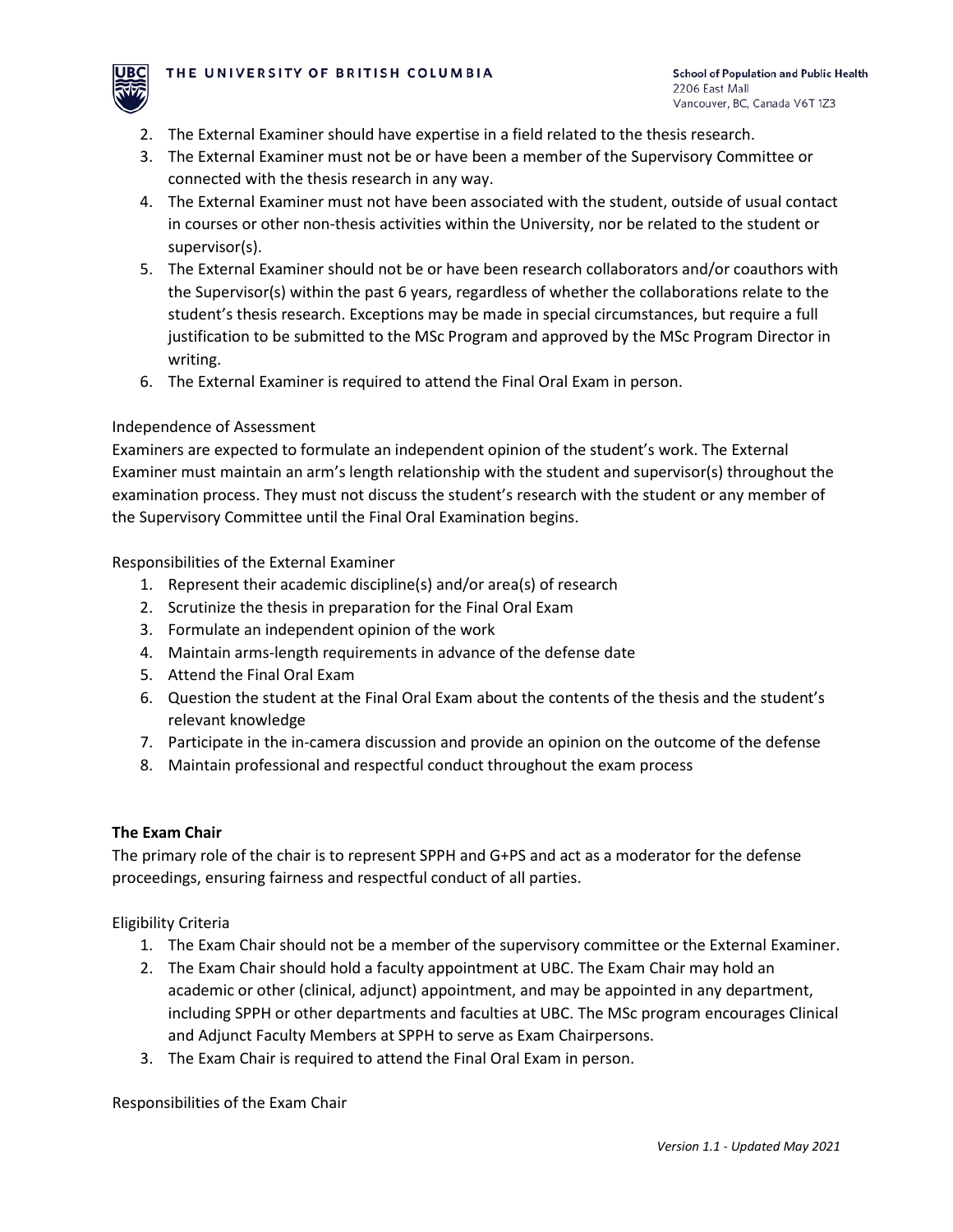2. The External Examiner should have expertise in a field related to the thesis research.
3. The External Examiner must not be or have been a member of the Supervisory Committee or connected with the thesis research in any way.
4. The External Examiner must not have been associated with the student, outside of usual contact in courses or other non-thesis activities within the University, nor be related to the student or supervisor(s).
5. The External Examiner should not be or have been research collaborators and/or coauthors with the Supervisor(s) within the past 6 years, regardless of whether the collaborations relate to the student's thesis research. Exceptions may be made in special circumstances, but require a full justification to be submitted to the MSc Program and approved by the MSc Program Director in writing.
6. The External Examiner is required to attend the Final Oral Exam in person.

Independence of Assessment

Examiners are expected to formulate an independent opinion of the student's work. The External Examiner must maintain an arm's length relationship with the student and supervisor(s) throughout the examination process. They must not discuss the student's research with the student or any member of the Supervisory Committee until the Final Oral Examination begins.

Responsibilities of the External Examiner

1. Represent their academic discipline(s) and/or area(s) of research
2. Scrutinize the thesis in preparation for the Final Oral Exam
3. Formulate an independent opinion of the work
4. Maintain arms-length requirements in advance of the defense date
5. Attend the Final Oral Exam
6. Question the student at the Final Oral Exam about the contents of the thesis and the student's relevant knowledge
7. Participate in the in-camera discussion and provide an opinion on the outcome of the defense
8. Maintain professional and respectful conduct throughout the exam process

**The Exam Chair**

The primary role of the chair is to represent SPPH and G+PS and act as a moderator for the defense proceedings, ensuring fairness and respectful conduct of all parties.

Eligibility Criteria

1. The Exam Chair should not be a member of the supervisory committee or the External Examiner.
2. The Exam Chair should hold a faculty appointment at UBC. The Exam Chair may hold an academic or other (clinical, adjunct) appointment, and may be appointed in any department, including SPPH or other departments and faculties at UBC. The MSc program encourages Clinical and Adjunct Faculty Members at SPPH to serve as Exam Chairpersons.
3. The Exam Chair is required to attend the Final Oral Exam in person.

Responsibilities of the Exam Chair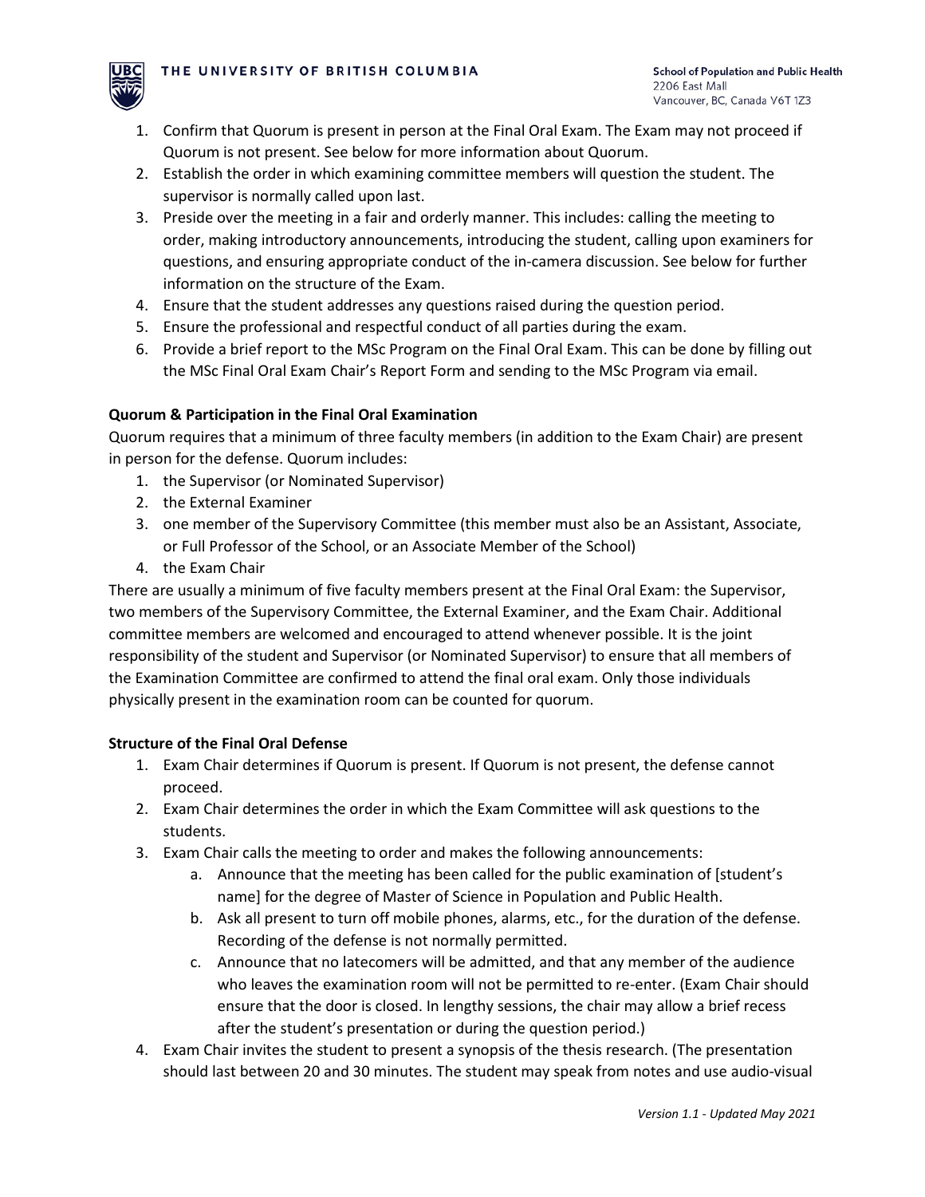1. Confirm that Quorum is present in person at the Final Oral Exam. The Exam may not proceed if Quorum is not present. See below for more information about Quorum.
2. Establish the order in which examining committee members will question the student. The supervisor is normally called upon last.
3. Preside over the meeting in a fair and orderly manner. This includes: calling the meeting to order, making introductory announcements, introducing the student, calling upon examiners for questions, and ensuring appropriate conduct of the in-camera discussion. See below for further information on the structure of the Exam.
4. Ensure that the student addresses any questions raised during the question period.
5. Ensure the professional and respectful conduct of all parties during the exam.
6. Provide a brief report to the MSc Program on the Final Oral Exam. This can be done by filling out the MSc Final Oral Exam Chair's Report Form and sending to the MSc Program via email.

**Quorum & Participation in the Final Oral Examination**

Quorum requires that a minimum of three faculty members (in addition to the Exam Chair) are present in person for the defense. Quorum includes:

1. the Supervisor (or Nominated Supervisor)
2. the External Examiner
3. one member of the Supervisory Committee (this member must also be an Assistant, Associate, or Full Professor of the School, or an Associate Member of the School)
4. the Exam Chair

There are usually a minimum of five faculty members present at the Final Oral Exam: the Supervisor, two members of the Supervisory Committee, the External Examiner, and the Exam Chair. Additional committee members are welcomed and encouraged to attend whenever possible. It is the joint responsibility of the student and Supervisor (or Nominated Supervisor) to ensure that all members of the Examination Committee are confirmed to attend the final oral exam. Only those individuals physically present in the examination room can be counted for quorum.

**Structure of the Final Oral Defense**

1. Exam Chair determines if Quorum is present. If Quorum is not present, the defense cannot proceed.
2. Exam Chair determines the order in which the Exam Committee will ask questions to the students.
3. Exam Chair calls the meeting to order and makes the following announcements:
   a. Announce that the meeting has been called for the public examination of [student's name] for the degree of Master of Science in Population and Public Health.
   b. Ask all present to turn off mobile phones, alarms, etc., for the duration of the defense. Recording of the defense is not normally permitted.
   c. Announce that no latecomers will be admitted, and that any member of the audience who leaves the examination room will not be permitted to re-enter. (Exam Chair should ensure that the door is closed. In lengthy sessions, the chair may allow a brief recess after the student's presentation or during the question period.)
4. Exam Chair invites the student to present a synopsis of the thesis research. (The presentation should last between 20 and 30 minutes. The student may speak from notes and use audio-visual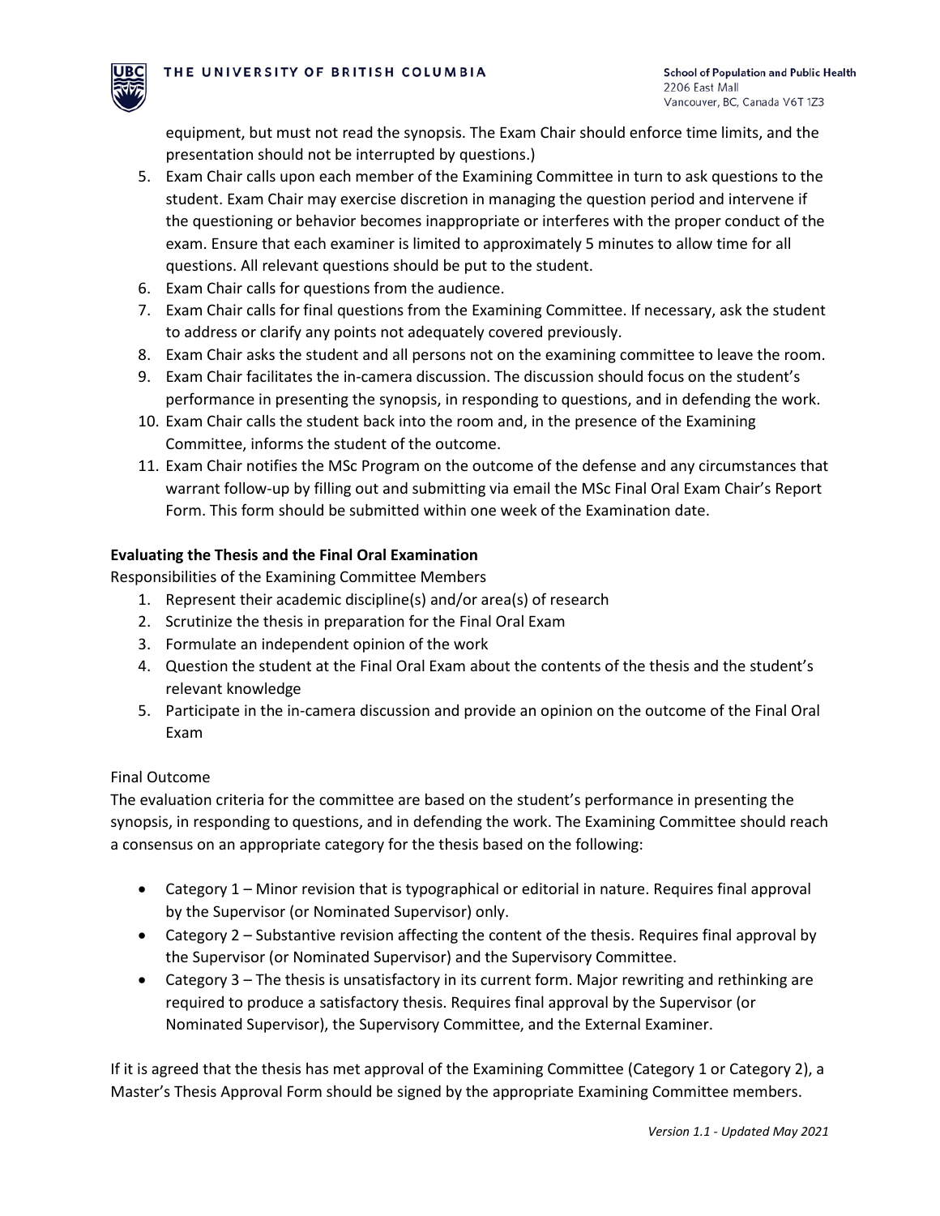equipment, but must not read the synopsis. The Exam Chair should enforce time limits, and the presentation should not be interrupted by questions.)

5. Exam Chair calls upon each member of the Examining Committee in turn to ask questions to the student. Exam Chair may exercise discretion in managing the question period and intervene if the questioning or behavior becomes inappropriate or interferes with the proper conduct of the exam. Ensure that each examiner is limited to approximately 5 minutes to allow time for all questions. All relevant questions should be put to the student.
6. Exam Chair calls for questions from the audience.
7. Exam Chair calls for final questions from the Examining Committee. If necessary, ask the student to address or clarify any points not adequately covered previously.
8. Exam Chair asks the student and all persons not on the examining committee to leave the room.
9. Exam Chair facilitates the in-camera discussion. The discussion should focus on the student's performance in presenting the synopsis, in responding to questions, and in defending the work.
10. Exam Chair calls the student back into the room and, in the presence of the Examining Committee, informs the student of the outcome.
11. Exam Chair notifies the MSc Program on the outcome of the defense and any circumstances that warrant follow-up by filling out and submitting via email the MSc Final Oral Exam Chair's Report Form. This form should be submitted within one week of the Examination date.

**Evaluating the Thesis and the Final Oral Examination**

Responsibilities of the Examining Committee Members

1. Represent their academic discipline(s) and/or area(s) of research
2. Scrutinize the thesis in preparation for the Final Oral Exam
3. Formulate an independent opinion of the work
4. Question the student at the Final Oral Exam about the contents of the thesis and the student's relevant knowledge
5. Participate in the in-camera discussion and provide an opinion on the outcome of the Final Oral Exam

Final Outcome

The evaluation criteria for the committee are based on the student's performance in presenting the synopsis, in responding to questions, and in defending the work. The Examining Committee should reach a consensus on an appropriate category for the thesis based on the following:

- Category 1 – Minor revision that is typographical or editorial in nature. Requires final approval by the Supervisor (or Nominated Supervisor) only.
- Category 2 – Substantive revision affecting the content of the thesis. Requires final approval by the Supervisor (or Nominated Supervisor) and the Supervisory Committee.
- Category 3 – The thesis is unsatisfactory in its current form. Major rewriting and rethinking are required to produce a satisfactory thesis. Requires final approval by the Supervisor (or Nominated Supervisor), the Supervisory Committee, and the External Examiner.

If it is agreed that the thesis has met approval of the Examining Committee (Category 1 or Category 2), a Master's Thesis Approval Form should be signed by the appropriate Examining Committee members.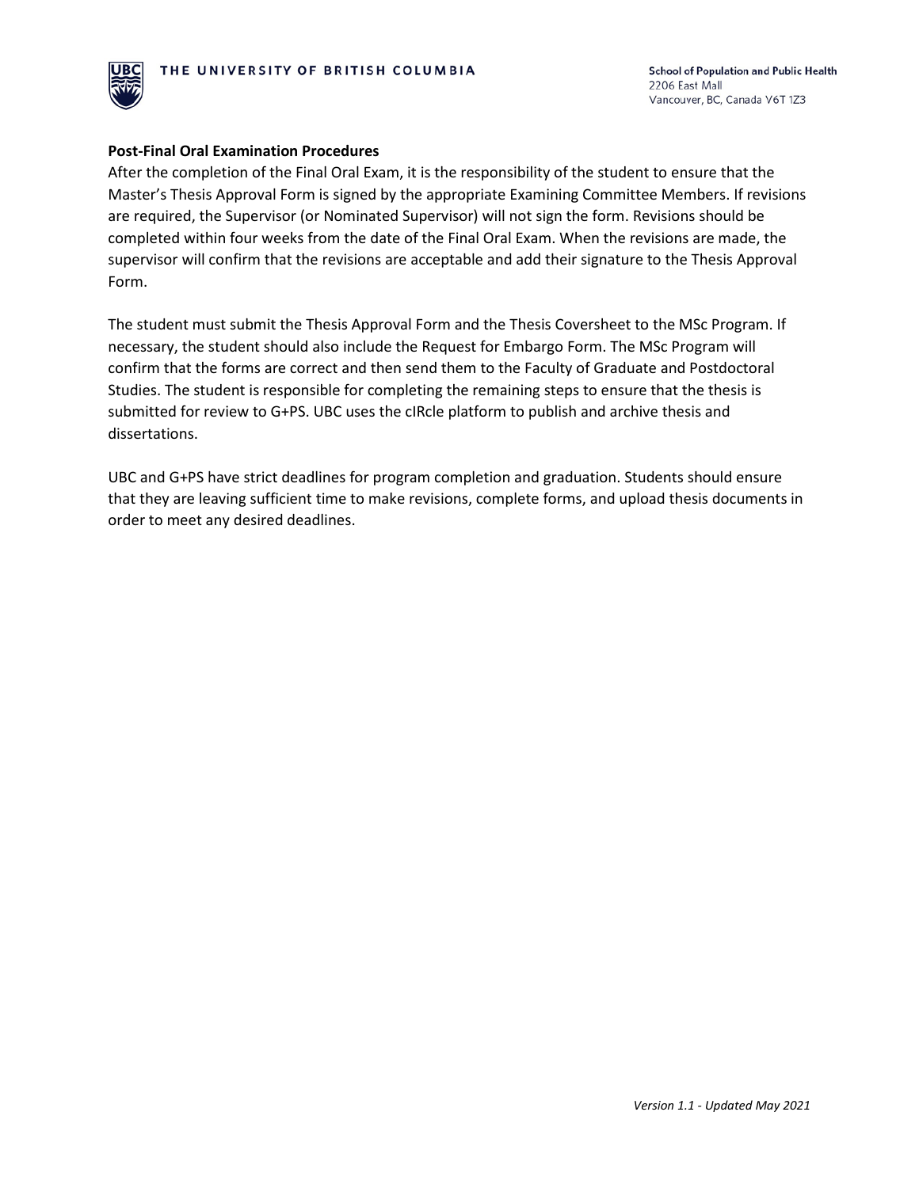**Post-Final Oral Examination Procedures**

After the completion of the Final Oral Exam, it is the responsibility of the student to ensure that the Master's Thesis Approval Form is signed by the appropriate Examining Committee Members. If revisions are required, the Supervisor (or Nominated Supervisor) will not sign the form. Revisions should be completed within four weeks from the date of the Final Oral Exam. When the revisions are made, the supervisor will confirm that the revisions are acceptable and add their signature to the Thesis Approval Form.

The student must submit the Thesis Approval Form and the Thesis Coversheet to the MSc Program. If necessary, the student should also include the Request for Embargo Form. The MSc Program will confirm that the forms are correct and then send them to the Faculty of Graduate and Postdoctoral Studies. The student is responsible for completing the remaining steps to ensure that the thesis is submitted for review to G+PS. UBC uses the cIRcle platform to publish and archive thesis and dissertations.

UBC and G+PS have strict deadlines for program completion and graduation. Students should ensure that they are leaving sufficient time to make revisions, complete forms, and upload thesis documents in order to meet any desired deadlines.

*Version 1.1 - Updated May 2021*